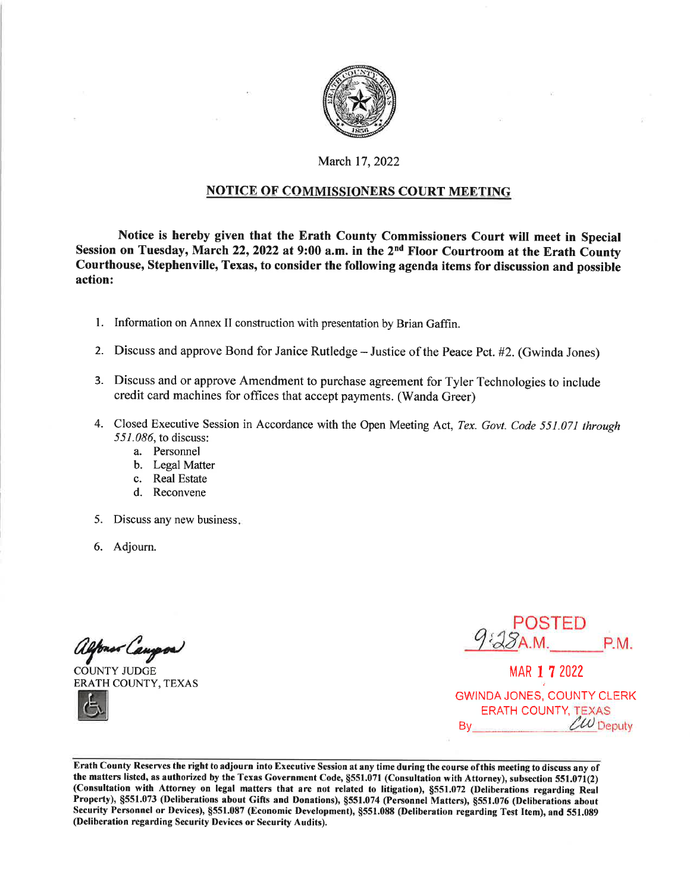March 17, 2022

## NOTICE OF COMMISSIONERS COURT MEETING

**Notice is hereby given that the Erath County Commissioners Court will meet in Special Session on Tuesday, March 22, 2022 at 9:00 a.m. in the 2nd Floor Courtroom at the Erath County Courthouse, Stephenville, Texas, to consider the following agenda items for discussion and possible action:**

1. Information on Annex II construction with presentation by Brian Gaffin.
2. Discuss and approve Bond for Janice Rutledge – Justice of the Peace Pct. #2. (Gwinda Jones)
3. Discuss and or approve Amendment to purchase agreement for Tyler Technologies to include credit card machines for offices that accept payments. (Wanda Greer)
4. Closed Executive Session in Accordance with the Open Meeting Act, *Tex. Govt. Code 551.071 through 551.086*, to discuss:
   a. Personnel
   b. Legal Matter
   c. Real Estate
   d. Reconvene
5. Discuss any new business.
6. Adjourn.

Alfonso Campos
COUNTY JUDGE
ERATH COUNTY, TEXAS

POSTED
9:28 A.M. ______ P.M.
MAR 17 2022
GWINDA JONES, COUNTY CLERK
ERATH COUNTY, TEXAS
By ______ CW Deputy

**Erath County Reserves the right to adjourn into Executive Session at any time during the course of this meeting to discuss any of the matters listed, as authorized by the Texas Government Code, §551.071 (Consultation with Attorney), subsection 551.071(2) (Consultation with Attorney on legal matters that are not related to litigation), §551.072 (Deliberations regarding Real Property), §551.073 (Deliberations about Gifts and Donations), §551.074 (Personnel Matters), §551.076 (Deliberations about Security Personnel or Devices), §551.087 (Economic Development), §551.088 (Deliberation regarding Test Item), and 551.089 (Deliberation regarding Security Devices or Security Audits).**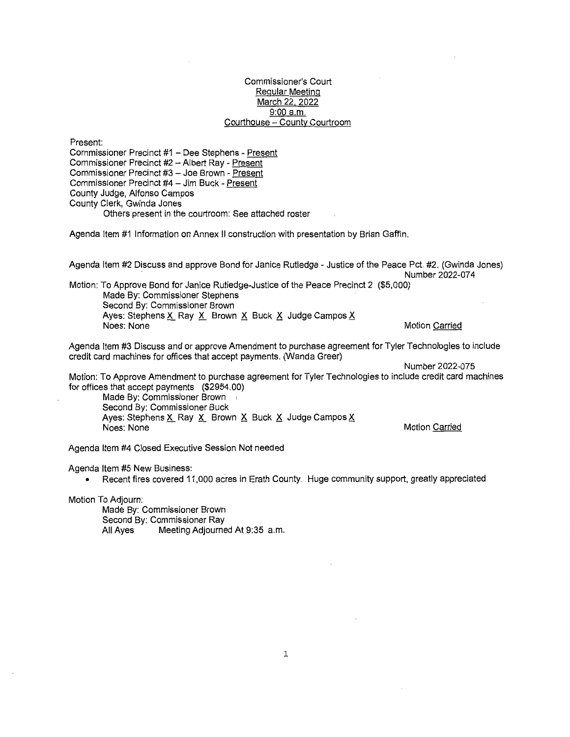Commissioner's Court
Regular Meeting
March 22, 2022
9:00 a.m.
Courthouse – County Courtroom

Present:
Commissioner Precinct #1 – Dee Stephens - Present
Commissioner Precinct #2 – Albert Ray - Present
Commissioner Precinct #3 – Joe Brown - Present
Commissioner Precinct #4 – Jim Buck - Present
County Judge, Alfonso Campos
County Clerk, Gwinda Jones
Others present in the courtroom: See attached roster

Agenda Item #1 Information on Annex II construction with presentation by Brian Gaffin.

Agenda Item #2 Discuss and approve Bond for Janice Rutledge - Justice of the Peace Pct. #2. (Gwinda Jones)
Number 2022-074

Motion: To Approve Bond for Janice Rutledge-Justice of the Peace Precinct 2 ($5,000)
Made By: Commissioner Stephens
Second By: Commissioner Brown
Ayes: Stephens X Ray X Brown X Buck X Judge Campos X
Noes: None
Motion Carried

Agenda Item #3 Discuss and or approve Amendment to purchase agreement for Tyler Technologies to include credit card machines for offices that accept payments. (Wanda Greer)
Number 2022-075

Motion: To Approve Amendment to purchase agreement for Tyler Technologies to include credit card machines for offices that accept payments ($2954.00)
Made By: Commissioner Brown
Second By: Commissioner Buck
Ayes: Stephens X Ray X Brown X Buck X Judge Campos X
Noes: None
Motion Carried

Agenda Item #4 Closed Executive Session Not needed

Agenda Item #5 New Business:

- Recent fires covered 11,000 acres in Erath County. Huge community support, greatly appreciated

Motion To Adjourn:
Made By: Commissioner Brown
Second By: Commissioner Ray
All Ayes Meeting Adjourned At 9:35 a.m.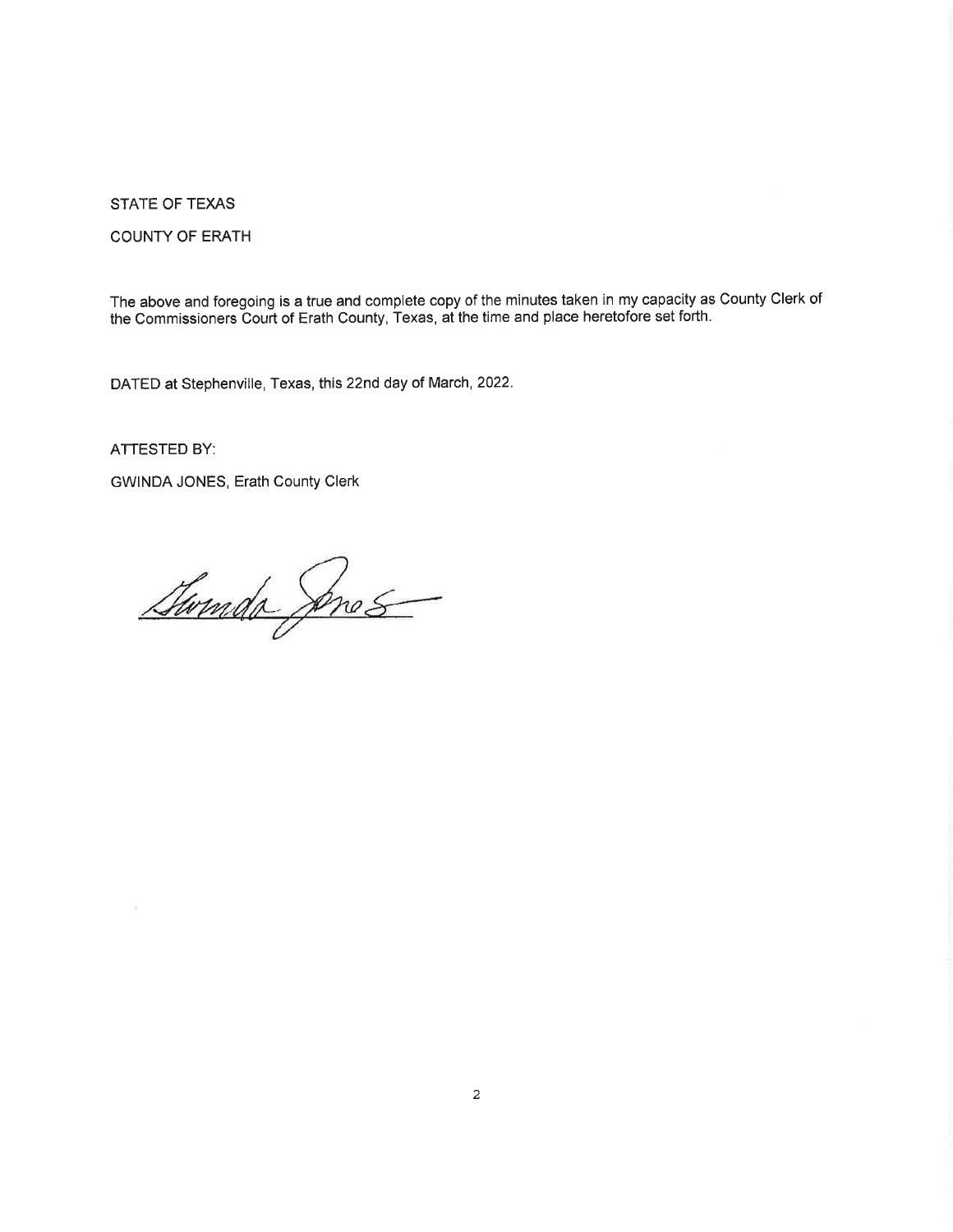STATE OF TEXAS

COUNTY OF ERATH

The above and foregoing is a true and complete copy of the minutes taken in my capacity as County Clerk of the Commissioners Court of Erath County, Texas, at the time and place heretofore set forth.

DATED at Stephenville, Texas, this 22nd day of March, 2022.

ATTESTED BY:

GWINDA JONES, Erath County Clerk

Gwinda Jones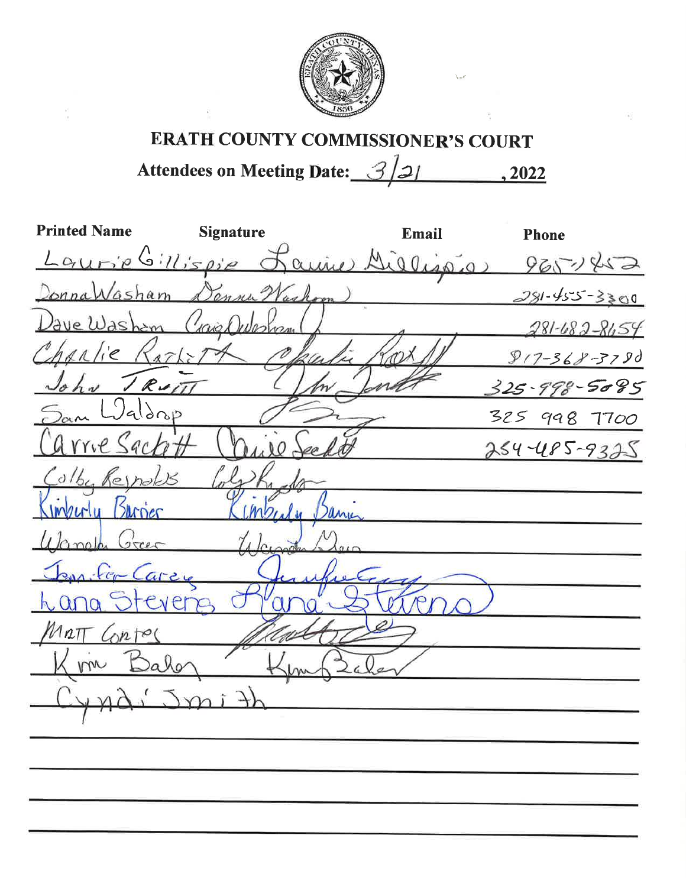# ERATH COUNTY COMMISSIONER'S COURT

**Attendees on Meeting Date:** 3/21 **, 2022**

| Printed Name | Signature | Email | Phone |
|---|---|---|---|
| Laurie Gillispie | Laurie Gillispie | | 965-7852 |
| Donna Washam | Donna Washam | | 281-455-3300 |
| Dave Washam | Craig Washam | | 281-682-8654 |
| Charlie Ratliff | Charlie Ratliff | | 817-368-3780 |
| John Truitt | John Truitt | | 325-998-5085 |
| Sam Waldrop | | | 325 998 7700 |
| Carrie Sackett | Carrie Sackett | | 254-485-9325 |
| Colby Reynolds | Colby Reynolds | | |
| Kimberly Barrier | Kimberly Barrier | | |
| Wanda Greer | Wanda Greer | | |
| Jennifer Carey | Jennifer Carey | | |
| Lana Stevens | Lana Stevens | | |
| Matt Contes | | | |
| Kim Baker | Kim Baker | | |
| Cyndi Smith | | | |
| | | | |
| | | | |
| | | | |
| | | | |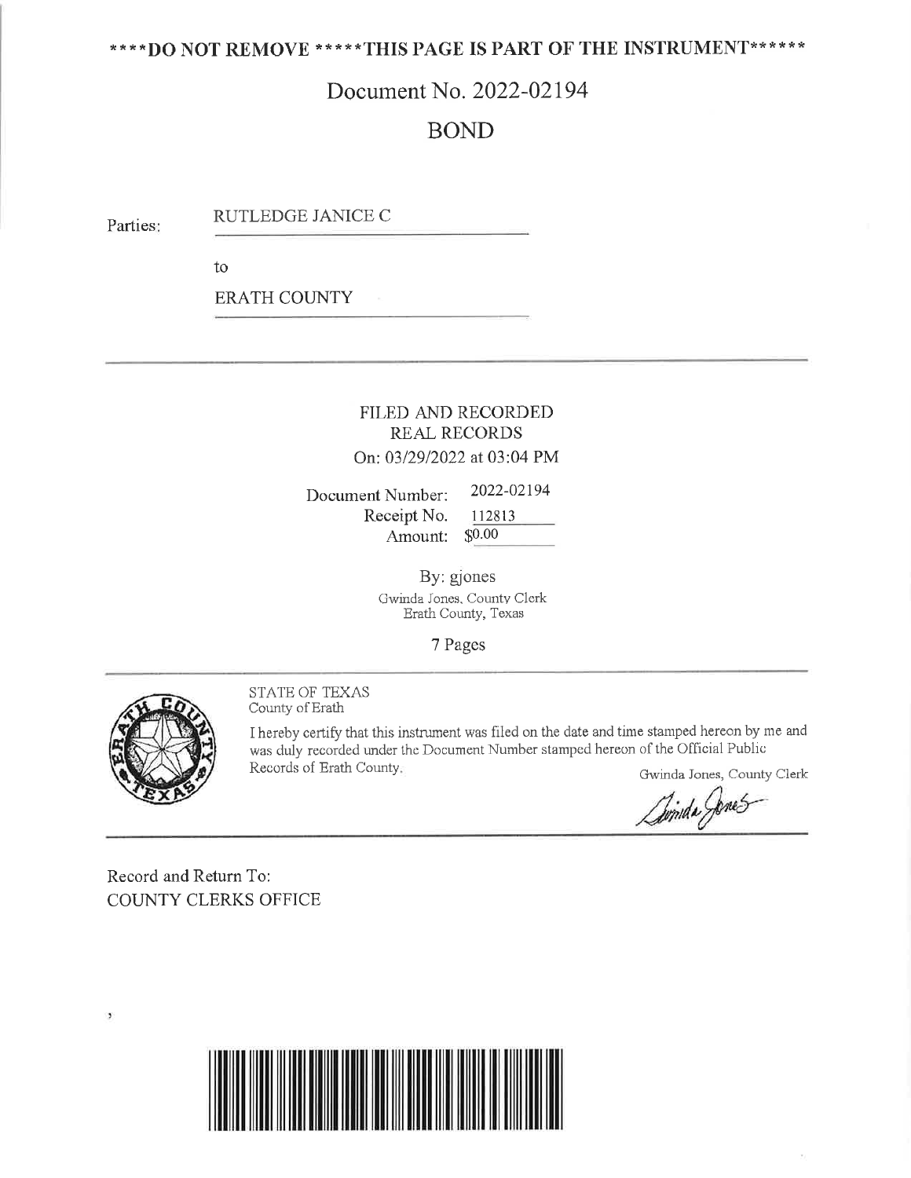**\*\*\*\*DO NOT REMOVE \*\*\*\*\*THIS PAGE IS PART OF THE INSTRUMENT\*\*\*\*\*\***

# Document No. 2022-02194

## BOND

Parties: RUTLEDGE JANICE C

to

ERATH COUNTY

---

FILED AND RECORDED
REAL RECORDS
On: 03/29/2022 at 03:04 PM

Document Number: 2022-02194
Receipt No. 112813
Amount: $0.00

By: gjones
Gwinda Jones, County Clerk
Erath County, Texas

7 Pages

---

STATE OF TEXAS
County of Erath

I hereby certify that this instrument was filed on the date and time stamped hereon by me and was duly recorded under the Document Number stamped hereon of the Official Public Records of Erath County.

Gwinda Jones, County Clerk

Gwinda Jones

---

Record and Return To:
COUNTY CLERKS OFFICE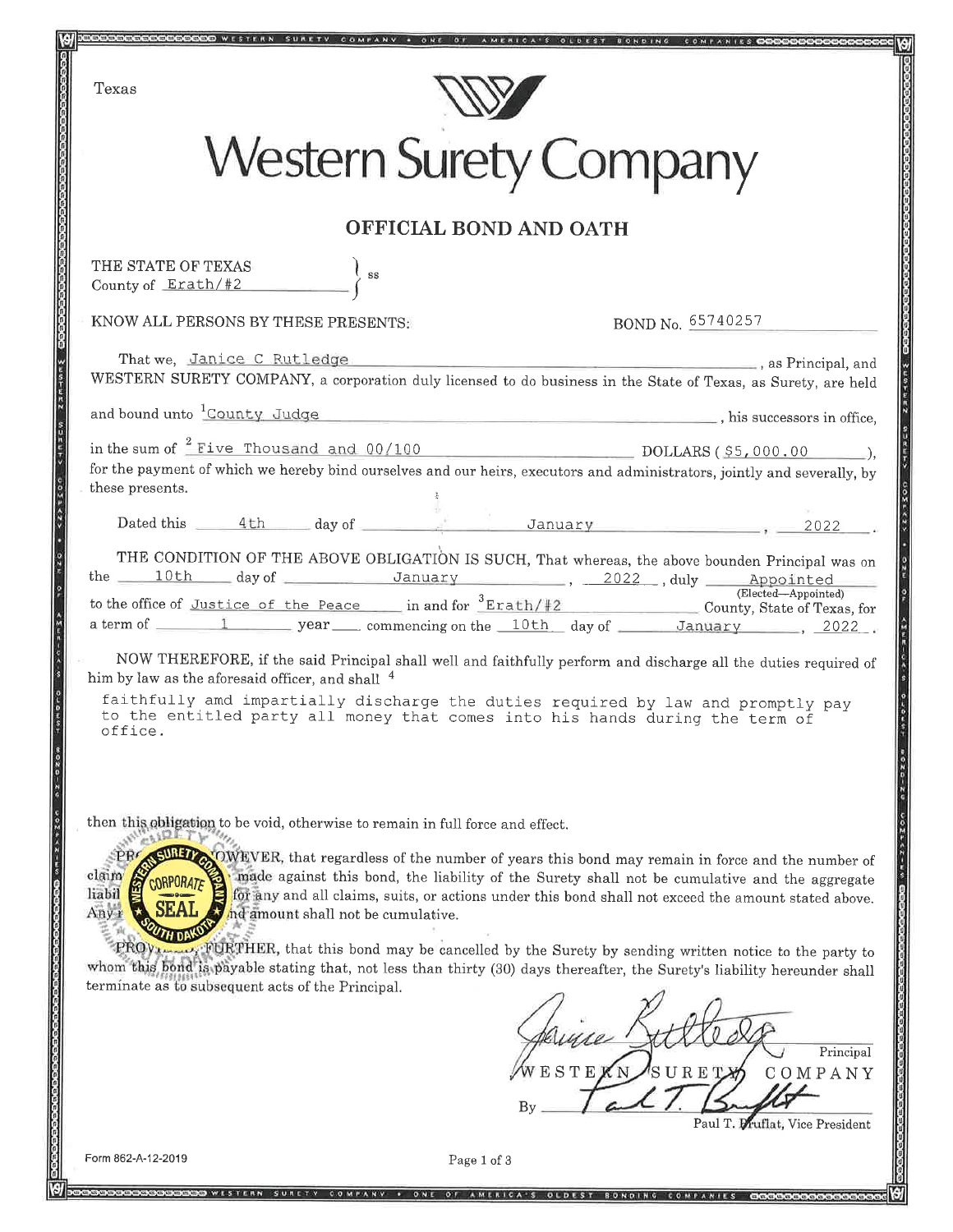Texas

# Western Surety Company

## OFFICIAL BOND AND OATH

THE STATE OF TEXAS
County of Erath/#2 } ss

KNOW ALL PERSONS BY THESE PRESENTS: BOND No. 65740257

That we, Janice C Rutledge, as Principal, and WESTERN SURETY COMPANY, a corporation duly licensed to do business in the State of Texas, as Surety, are held and bound unto [1]County Judge, his successors in office, in the sum of [2] Five Thousand and 00/100 DOLLARS ( $5,000.00 ), for the payment of which we hereby bind ourselves and our heirs, executors and administrators, jointly and severally, by these presents.

Dated this 4th day of January, 2022.

THE CONDITION OF THE ABOVE OBLIGATION IS SUCH, That whereas, the above bounden Principal was on the 10th day of January, 2022, duly Appointed (Elected—Appointed) to the office of Justice of the Peace in and for [3]Erath/#2 County, State of Texas, for a term of 1 year commencing on the 10th day of January, 2022.

NOW THEREFORE, if the said Principal shall well and faithfully perform and discharge all the duties required of him by law as the aforesaid officer, and shall [4]

faithfully amd impartially discharge the duties required by law and promptly pay to the entitled party all money that comes into his hands during the term of office.

then this obligation to be void, otherwise to remain in full force and effect.

PROVIDED, HOWEVER, that regardless of the number of years this bond may remain in force and the number of claims made against this bond, the liability of the Surety shall not be cumulative and the aggregate liability for any and all claims, suits, or actions under this bond shall not exceed the amount stated above. Any and amount shall not be cumulative.

PROVIDED, FURTHER, that this bond may be cancelled by the Surety by sending written notice to the party to whom this bond is payable stating that, not less than thirty (30) days thereafter, the Surety's liability hereunder shall terminate as to subsequent acts of the Principal.

Janice Rutledge — Principal

WESTERN SURETY COMPANY

By Paul T. Bruflat — Paul T. Bruflat, Vice President

Form 862-A-12-2019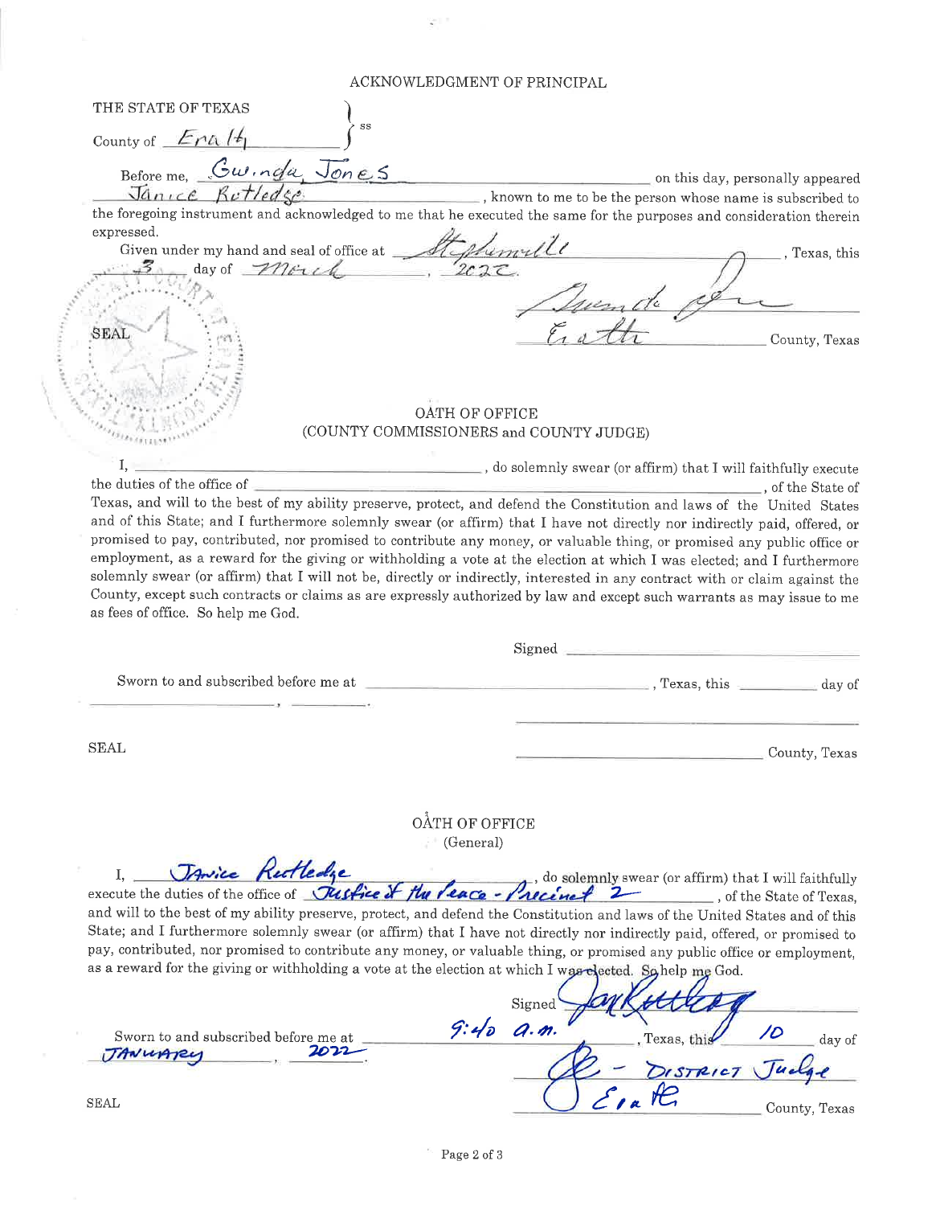## ACKNOWLEDGMENT OF PRINCIPAL

THE STATE OF TEXAS }
County of Erath } ss

Before me, Gwinda Jones on this day, personally appeared Janice Rutledge, known to me to be the person whose name is subscribed to the foregoing instrument and acknowledged to me that he executed the same for the purposes and consideration therein expressed.

Given under my hand and seal of office at Stephenville, Texas, this 3 day of March, 2022.

[Signature]

Erath County, Texas

SEAL

## OATH OF OFFICE
### (COUNTY COMMISSIONERS and COUNTY JUDGE)

I, ______________________, do solemnly swear (or affirm) that I will faithfully execute the duties of the office of ______________________, of the State of Texas, and will to the best of my ability preserve, protect, and defend the Constitution and laws of the United States and of this State; and I furthermore solemnly swear (or affirm) that I have not directly nor indirectly paid, offered, or promised to pay, contributed, nor promised to contribute any money, or valuable thing, or promised any public office or employment, as a reward for the giving or withholding a vote at the election at which I was elected; and I furthermore solemnly swear (or affirm) that I will not be, directly or indirectly, interested in any contract with or claim against the County, except such contracts or claims as are expressly authorized by law and except such warrants as may issue to me as fees of office. So help me God.

Signed ______________________

Sworn to and subscribed before me at ______________________, Texas, this ________ day of ______________, ________.

______________________

SEAL ______________________ County, Texas

## OATH OF OFFICE
### (General)

I, Janice Rutledge, do solemnly swear (or affirm) that I will faithfully execute the duties of the office of Justice of the Peace - Precinct 2, of the State of Texas, and will to the best of my ability preserve, protect, and defend the Constitution and laws of the United States and of this State; and I furthermore solemnly swear (or affirm) that I have not directly nor indirectly paid, offered, or promised to pay, contributed, nor promised to contribute any money, or valuable thing, or promised any public office or employment, as a reward for the giving or withholding a vote at the election at which I was elected. So help me God.

Signed [Signature]

Sworn to and subscribed before me at 9:40 a.m., Texas, this 10 day of January, 2022.

[Signature] - District Judge

SEAL Erath County, Texas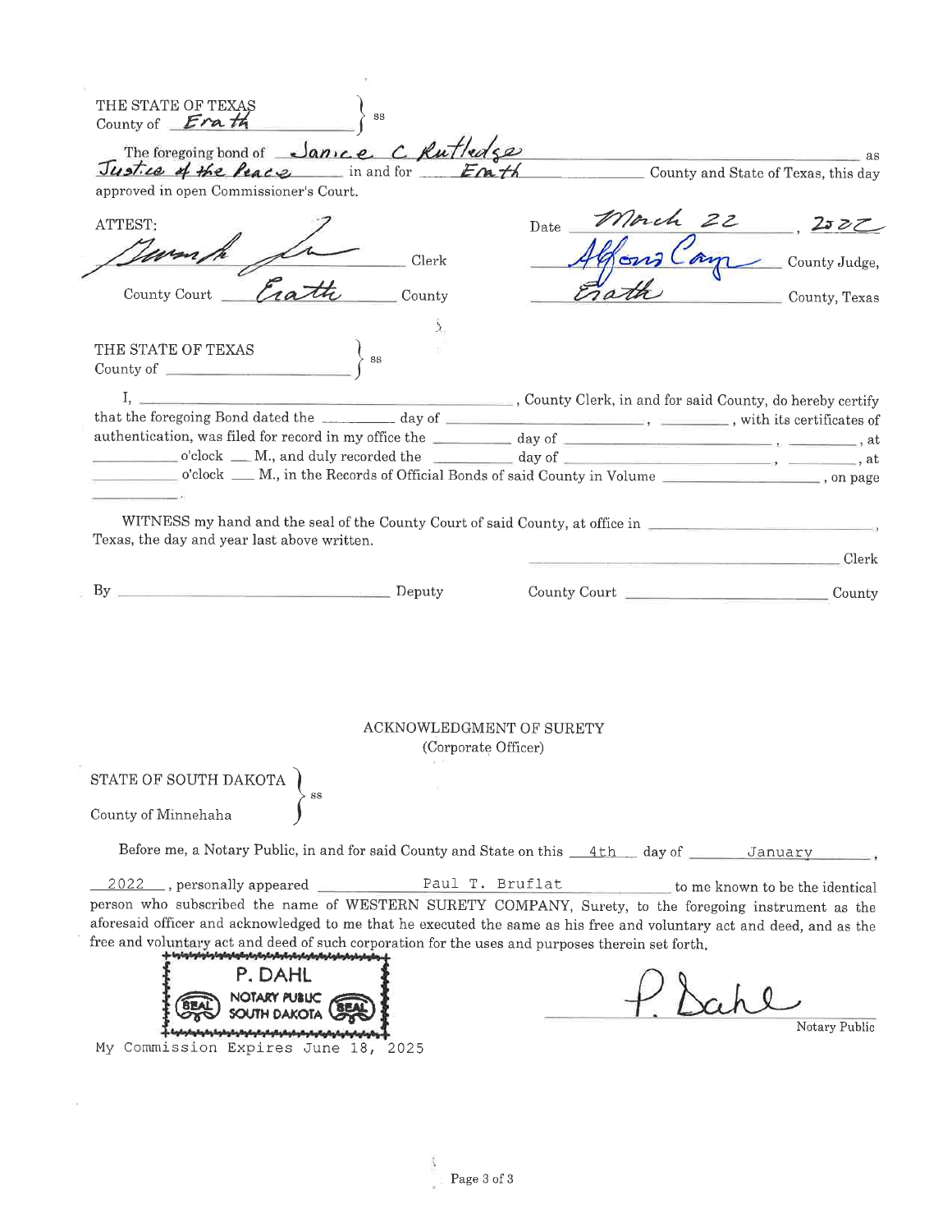THE STATE OF TEXAS
County of *Erath* } ss

The foregoing bond of *Janice C Rutledge* as *Justice of the Peace* in and for *Erath* County and State of Texas, this day approved in open Commissioner's Court.

ATTEST:

*[signature]* Clerk

County Court *Erath* County

Date *March 22*, *2022*

*Alfonso Campos* County Judge,

*Erath* County, Texas

THE STATE OF TEXAS
County of ______________ } ss

I, ______________________________, County Clerk, in and for said County, do hereby certify that the foregoing Bond dated the ________ day of ______________________, ________, with its certificates of authentication, was filed for record in my office the ________ day of ______________________, ________, at ________ o'clock ___ M., and duly recorded the ________ day of ______________________, ________, at ________ o'clock ___ M., in the Records of Official Bonds of said County in Volume ______________, on page ________.

WITNESS my hand and the seal of the County Court of said County, at office in ______________________, Texas, the day and year last above written.

______________________________ Clerk

By ______________________________ Deputy

County Court ______________________ County

## ACKNOWLEDGMENT OF SURETY
(Corporate Officer)

STATE OF SOUTH DAKOTA
County of Minnehaha } ss

Before me, a Notary Public, in and for said County and State on this 4th day of January, 2022, personally appeared Paul T. Bruflat to me known to be the identical person who subscribed the name of WESTERN SURETY COMPANY, Surety, to the foregoing instrument as the aforesaid officer and acknowledged to me that he executed the same as his free and voluntary act and deed, and as the free and voluntary act and deed of such corporation for the uses and purposes therein set forth.

P. DAHL
NOTARY PUBLIC
SOUTH DAKOTA
SEAL SEAL

My Commission Expires June 18, 2025

*P. Dahl*
Notary Public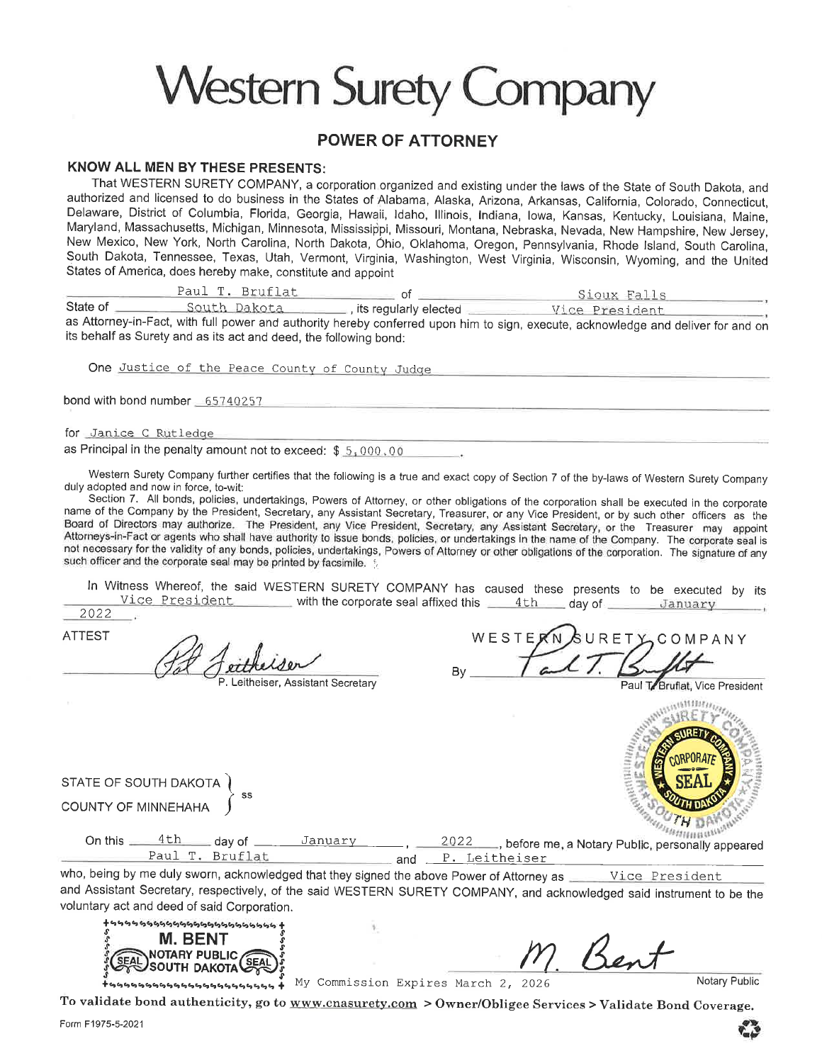# Western Surety Company

## POWER OF ATTORNEY

**KNOW ALL MEN BY THESE PRESENTS:**

That WESTERN SURETY COMPANY, a corporation organized and existing under the laws of the State of South Dakota, and authorized and licensed to do business in the States of Alabama, Alaska, Arizona, Arkansas, California, Colorado, Connecticut, Delaware, District of Columbia, Florida, Georgia, Hawaii, Idaho, Illinois, Indiana, Iowa, Kansas, Kentucky, Louisiana, Maine, Maryland, Massachusetts, Michigan, Minnesota, Mississippi, Missouri, Montana, Nebraska, Nevada, New Hampshire, New Jersey, New Mexico, New York, North Carolina, North Dakota, Ohio, Oklahoma, Oregon, Pennsylvania, Rhode Island, South Carolina, South Dakota, Tennessee, Texas, Utah, Vermont, Virginia, Washington, West Virginia, Wisconsin, Wyoming, and the United States of America, does hereby make, constitute and appoint

Paul T. Bruflat of Sioux Falls, State of South Dakota, its regularly elected Vice President, as Attorney-in-Fact, with full power and authority hereby conferred upon him to sign, execute, acknowledge and deliver for and on its behalf as Surety and as its act and deed, the following bond:

One Justice of the Peace County of County Judge

bond with bond number 65740257

for Janice C Rutledge

as Principal in the penalty amount not to exceed: $ 5,000.00.

Western Surety Company further certifies that the following is a true and exact copy of Section 7 of the by-laws of Western Surety Company duly adopted and now in force, to-wit:

Section 7. All bonds, policies, undertakings, Powers of Attorney, or other obligations of the corporation shall be executed in the corporate name of the Company by the President, Secretary, any Assistant Secretary, Treasurer, or any Vice President, or by such other officers as the Board of Directors may authorize. The President, any Vice President, Secretary, any Assistant Secretary, or the Treasurer may appoint Attorneys-in-Fact or agents who shall have authority to issue bonds, policies, or undertakings in the name of the Company. The corporate seal is not necessary for the validity of any bonds, policies, undertakings, Powers of Attorney or other obligations of the corporation. The signature of any such officer and the corporate seal may be printed by facsimile.

In Witness Whereof, the said WESTERN SURETY COMPANY has caused these presents to be executed by its Vice President with the corporate seal affixed this 4th day of January, 2022.

ATTEST

P. Leitheiser, Assistant Secretary

WESTERN SURETY COMPANY

By Paul T. Bruflat, Vice President

STATE OF SOUTH DAKOTA
COUNTY OF MINNEHAHA } ss

On this 4th day of January, 2022, before me, a Notary Public, personally appeared Paul T. Bruflat and P. Leitheiser who, being by me duly sworn, acknowledged that they signed the above Power of Attorney as Vice President and Assistant Secretary, respectively, of the said WESTERN SURETY COMPANY, and acknowledged said instrument to be the voluntary act and deed of said Corporation.

M. BENT
NOTARY PUBLIC
SOUTH DAKOTA

My Commission Expires March 2, 2026

M. Bent
Notary Public

**To validate bond authenticity, go to www.cnasurety.com > Owner/Obligee Services > Validate Bond Coverage.**

Form F1975-5-2021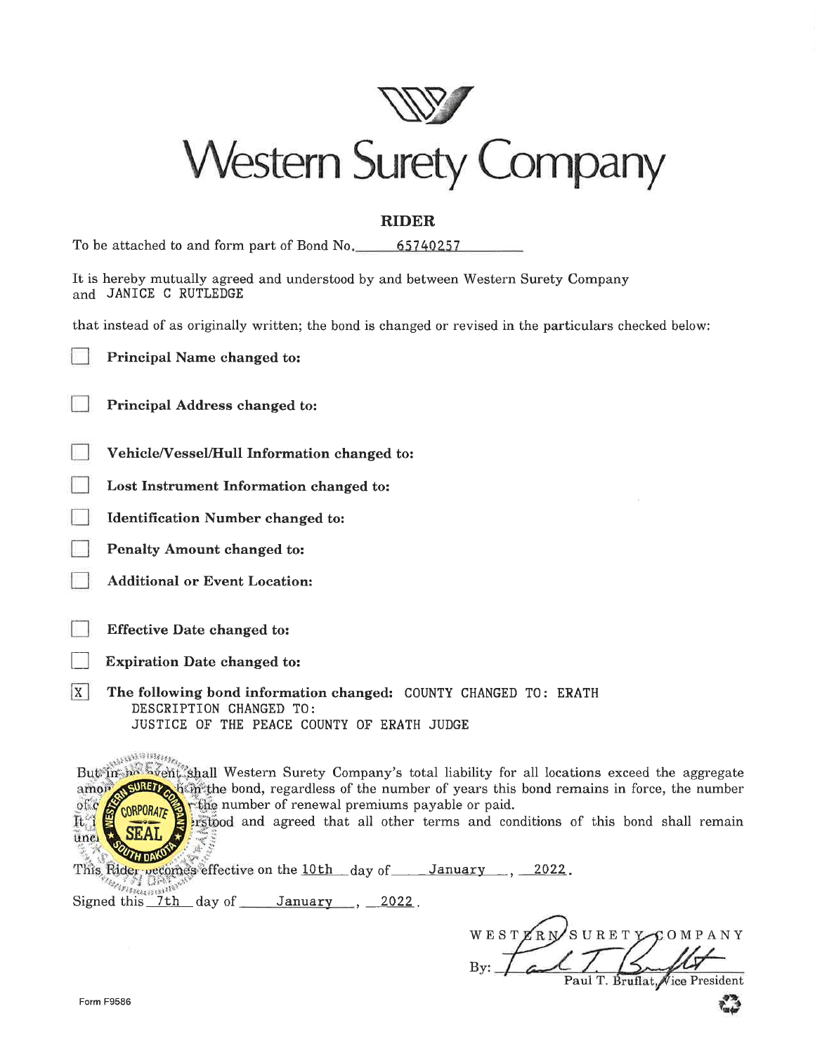# Western Surety Company

## RIDER

To be attached to and form part of Bond No. 65740257

It is hereby mutually agreed and understood by and between Western Surety Company and JANICE C RUTLEDGE

that instead of as originally written; the bond is changed or revised in the particulars checked below:

- [ ] **Principal Name changed to:**
- [ ] **Principal Address changed to:**
- [ ] **Vehicle/Vessel/Hull Information changed to:**
- [ ] **Lost Instrument Information changed to:**
- [ ] **Identification Number changed to:**
- [ ] **Penalty Amount changed to:**
- [ ] **Additional or Event Location:**
- [ ] **Effective Date changed to:**
- [ ] **Expiration Date changed to:**
- [X] **The following bond information changed:** COUNTY CHANGED TO: ERATH
  DESCRIPTION CHANGED TO:
  JUSTICE OF THE PEACE COUNTY OF ERATH JUDGE

But in no event shall Western Surety Company's total liability for all locations exceed the aggregate amount shown in the bond, regardless of the number of years this bond remains in force, the number of claims made, or the number of renewal premiums payable or paid.

It is understood and agreed that all other terms and conditions of this bond shall remain unchanged.

This Rider becomes effective on the 10th day of January, 2022.

Signed this 7th day of January, 2022.

WESTERN SURETY COMPANY

By: Paul T. Bruflat, Vice President

Form F9586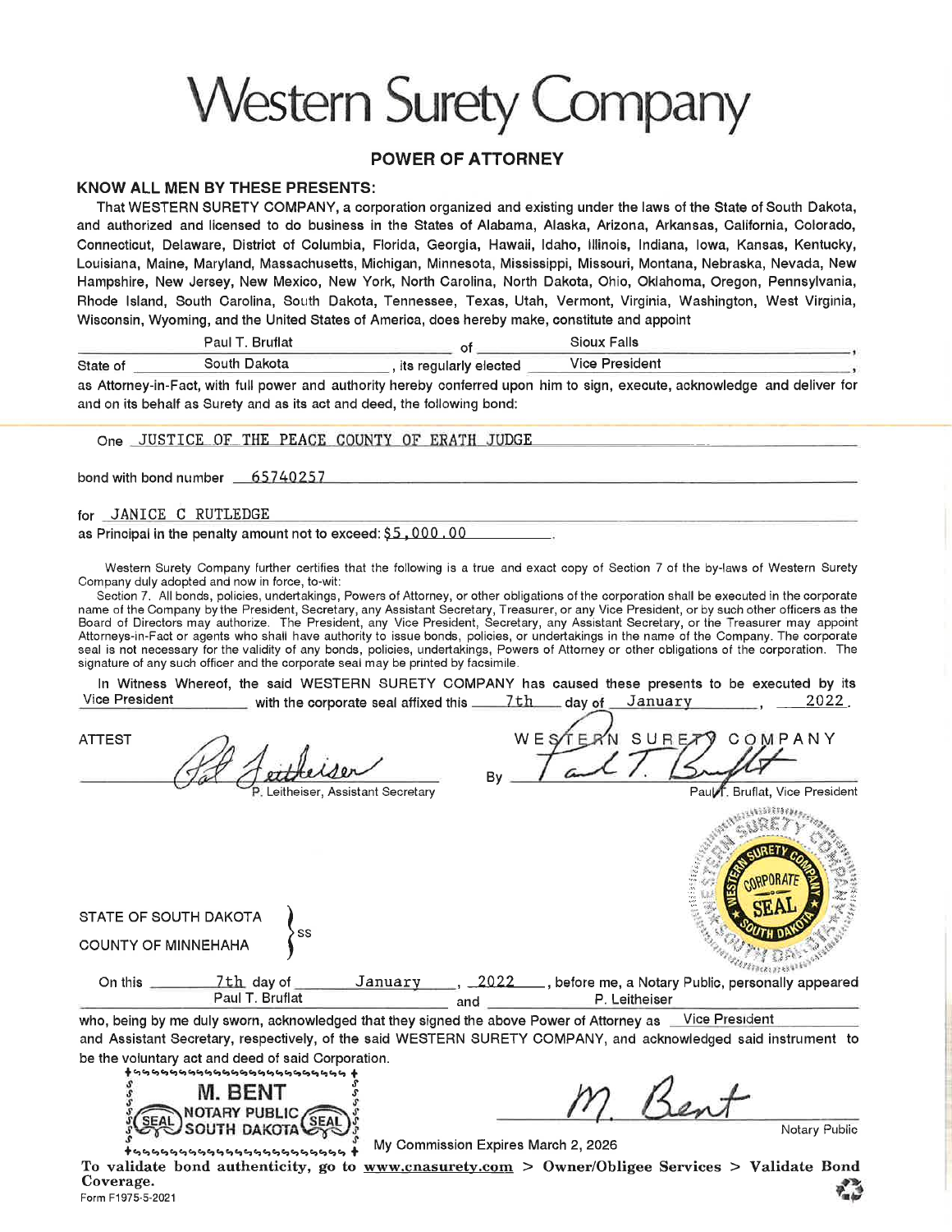# Western Surety Company

## POWER OF ATTORNEY

**KNOW ALL MEN BY THESE PRESENTS:**

That WESTERN SURETY COMPANY, a corporation organized and existing under the laws of the State of South Dakota, and authorized and licensed to do business in the States of Alabama, Alaska, Arizona, Arkansas, California, Colorado, Connecticut, Delaware, District of Columbia, Florida, Georgia, Hawaii, Idaho, Illinois, Indiana, Iowa, Kansas, Kentucky, Louisiana, Maine, Maryland, Massachusetts, Michigan, Minnesota, Mississippi, Missouri, Montana, Nebraska, Nevada, New Hampshire, New Jersey, New Mexico, New York, North Carolina, North Dakota, Ohio, Oklahoma, Oregon, Pennsylvania, Rhode Island, South Carolina, South Dakota, Tennessee, Texas, Utah, Vermont, Virginia, Washington, West Virginia, Wisconsin, Wyoming, and the United States of America, does hereby make, constitute and appoint

Paul T. Bruflat of Sioux Falls, State of South Dakota, its regularly elected Vice President,

as Attorney-in-Fact, with full power and authority hereby conferred upon him to sign, execute, acknowledge and deliver for and on its behalf as Surety and as its act and deed, the following bond:

One JUSTICE OF THE PEACE COUNTY OF ERATH JUDGE

bond with bond number 65740257

for JANICE C RUTLEDGE

as Principal in the penalty amount not to exceed: $5,000.00.

Western Surety Company further certifies that the following is a true and exact copy of Section 7 of the by-laws of Western Surety Company duly adopted and now in force, to-wit:

Section 7. All bonds, policies, undertakings, Powers of Attorney, or other obligations of the corporation shall be executed in the corporate name of the Company by the President, Secretary, any Assistant Secretary, Treasurer, or any Vice President, or by such other officers as the Board of Directors may authorize. The President, any Vice President, Secretary, any Assistant Secretary, or the Treasurer may appoint Attorneys-in-Fact or agents who shall have authority to issue bonds, policies, or undertakings in the name of the Company. The corporate seal is not necessary for the validity of any bonds, policies, undertakings, Powers of Attorney or other obligations of the corporation. The signature of any such officer and the corporate seal may be printed by facsimile.

In Witness Whereof, the said WESTERN SURETY COMPANY has caused these presents to be executed by its Vice President with the corporate seal affixed this 7th day of January, 2022.

ATTEST

P. Leitheiser, Assistant Secretary

WESTERN SURETY COMPANY

By Paul T. Bruflat, Vice President

STATE OF SOUTH DAKOTA }
COUNTY OF MINNEHAHA } ss

On this 7th day of January, 2022, before me, a Notary Public, personally appeared Paul T. Bruflat and P. Leitheiser who, being by me duly sworn, acknowledged that they signed the above Power of Attorney as Vice President and Assistant Secretary, respectively, of the said WESTERN SURETY COMPANY, and acknowledged said instrument to be the voluntary act and deed of said Corporation.

M. BENT
NOTARY PUBLIC
SOUTH DAKOTA

M. Bent
Notary Public

My Commission Expires March 2, 2026

**To validate bond authenticity, go to www.cnasurety.com > Owner/Obligee Services > Validate Bond Coverage.**

Form F1975-5-2021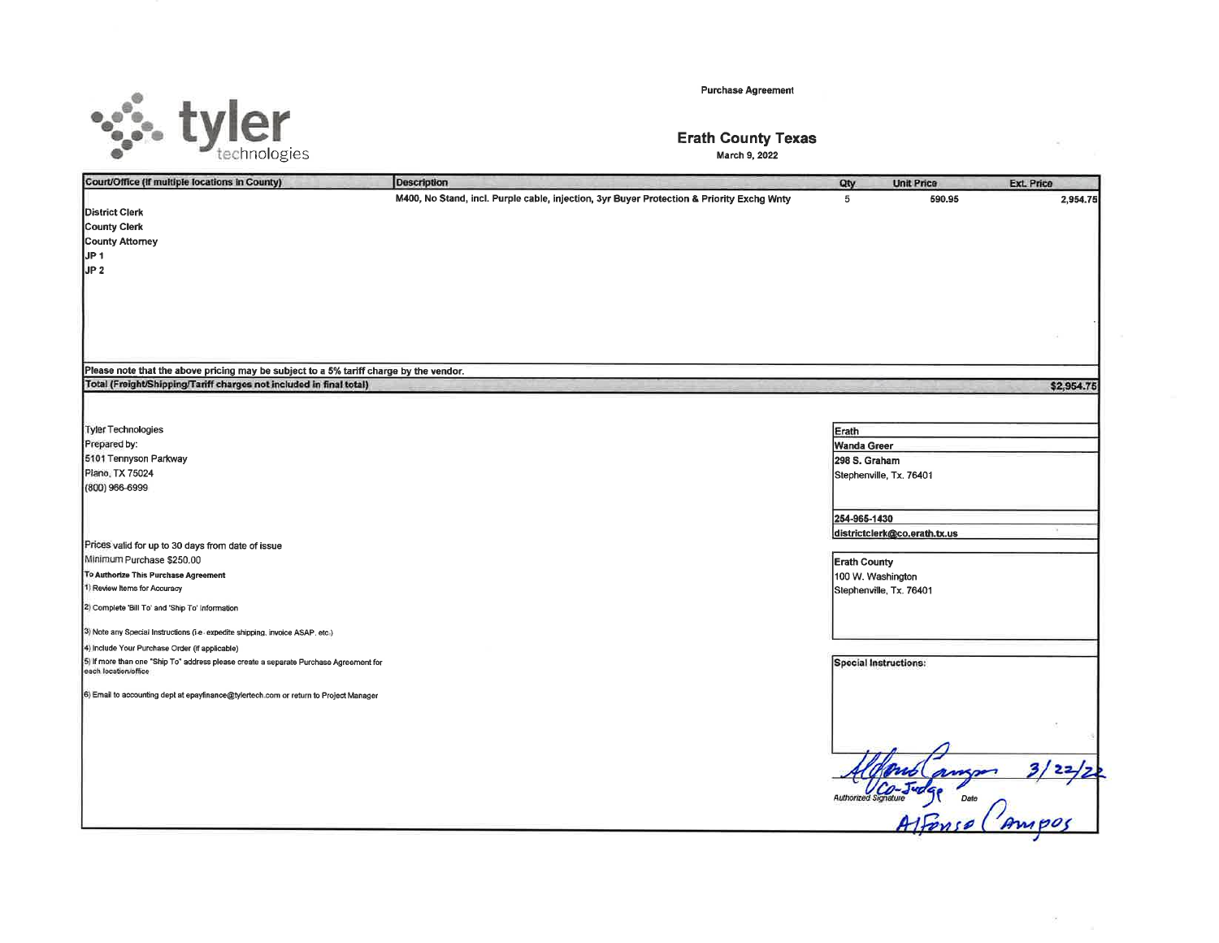tyler technologies

Purchase Agreement

## Erath County Texas

March 9, 2022

| Court/Office (If multiple locations in County) | Description | Qty | Unit Price | Ext. Price |
|---|---|---|---|---|
| | M400, No Stand, incl. Purple cable, injection, 3yr Buyer Protection & Priority Exchg Wnty | 5 | 590.95 | 2,954.75 |
| District Clerk | | | | |
| County Clerk | | | | |
| County Attorney | | | | |
| JP 1 | | | | |
| JP 2 | | | | |
| Please note that the above pricing may be subject to a 5% tariff charge by the vendor. | | | | |
| **Total (Freight/Shipping/Tariff charges not included in final total)** | | | | **$2,954.75** |

Tyler Technologies
Prepared by:
5101 Tennyson Parkway
Plano, TX 75024
(800) 966-6999

Erath
Wanda Greer
298 S. Graham
Stephenville, Tx. 76401

254-965-1430
districtclerk@co.erath.tx.us

Erath County
100 W. Washington
Stephenville, Tx. 76401

Prices valid for up to 30 days from date of issue
Minimum Purchase $250.00

**To Authorize This Purchase Agreement**

1) Review Items for Accuracy
2) Complete 'Bill To' and 'Ship To' information
3) Note any Special Instructions (i.e. expedite shipping, invoice ASAP, etc.)
4) Include Your Purchase Order (if applicable)
5) If more than one "Ship To" address please create a separate Purchase Agreement for each location/office
6) Email to accounting dept at epayfinance@tylertech.com or return to Project Manager

**Special Instructions:**

Alfonso Campos 3/22/22
Authorized Signature — Co-Judge — Date
Alfonso Campos